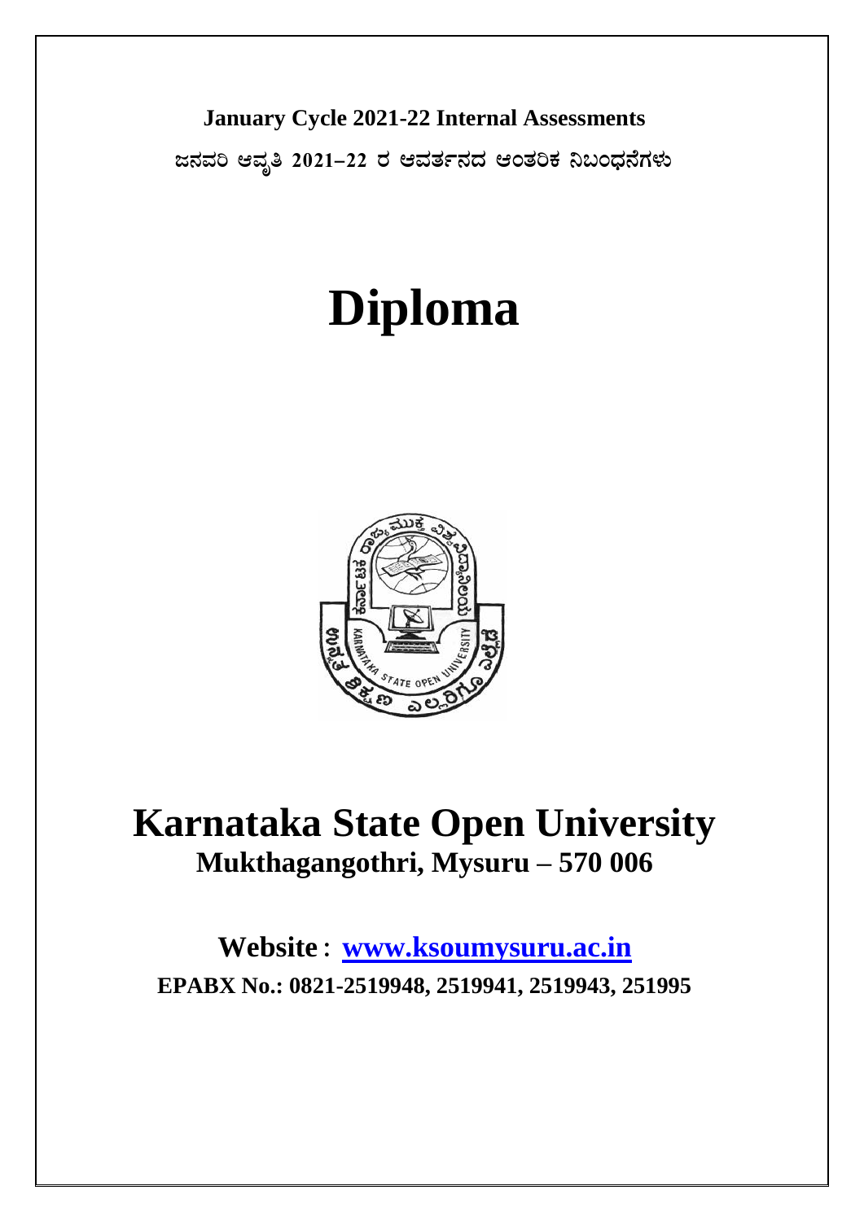**January Cycle 2021-22 Internal Assessments**

**ಜನವರಿ ಆವೃತಿ 2021–22 ರ ಆವರ್ತನದ ಆಂತರಿಕ ನಿಬಂಧನೆಗಳು**

# Diploma

# Karnataka State Open University

## Mukthagangothri, Mysuru – 570 006

**Website** : **[www.ksoumysuru.ac.in](http://www.ksoumysuru.ac.in)**

**EPABX No.: 0821-2519948, 2519941, 2519943, 251995**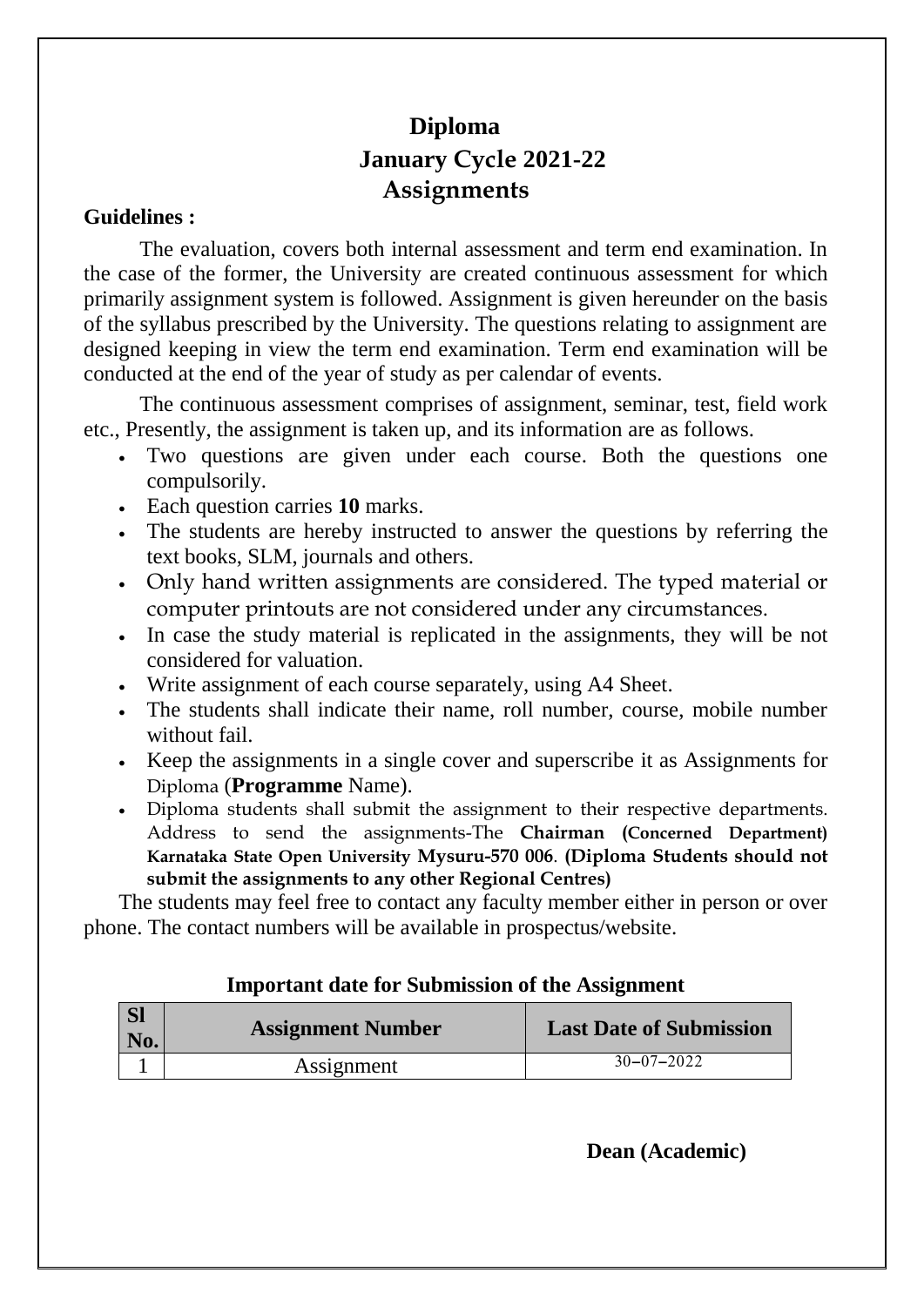# Diploma
## January Cycle 2021-22
## Assignments

**Guidelines :**

The evaluation, covers both internal assessment and term end examination. In the case of the former, the University are created continuous assessment for which primarily assignment system is followed. Assignment is given hereunder on the basis of the syllabus prescribed by the University. The questions relating to assignment are designed keeping in view the term end examination. Term end examination will be conducted at the end of the year of study as per calendar of events.

The continuous assessment comprises of assignment, seminar, test, field work etc., Presently, the assignment is taken up, and its information are as follows.

- Two questions are given under each course. Both the questions one compulsorily.
- Each question carries **10** marks.
- The students are hereby instructed to answer the questions by referring the text books, SLM, journals and others.
- Only hand written assignments are considered. The typed material or computer printouts are not considered under any circumstances.
- In case the study material is replicated in the assignments, they will be not considered for valuation.
- Write assignment of each course separately, using A4 Sheet.
- The students shall indicate their name, roll number, course, mobile number without fail.
- Keep the assignments in a single cover and superscribe it as Assignments for Diploma (**Programme** Name).
- Diploma students shall submit the assignment to their respective departments. Address to send the assignments-The **Chairman (Concerned Department) Karnataka State Open University Mysuru-570 006**. **(Diploma Students should not submit the assignments to any other Regional Centres)**

The students may feel free to contact any faculty member either in person or over phone. The contact numbers will be available in prospectus/website.

**Important date for Submission of the Assignment**

| Sl No. | Assignment Number | Last Date of Submission |
|---|---|---|
| 1 | Assignment | 30–07–2022 |

**Dean (Academic)**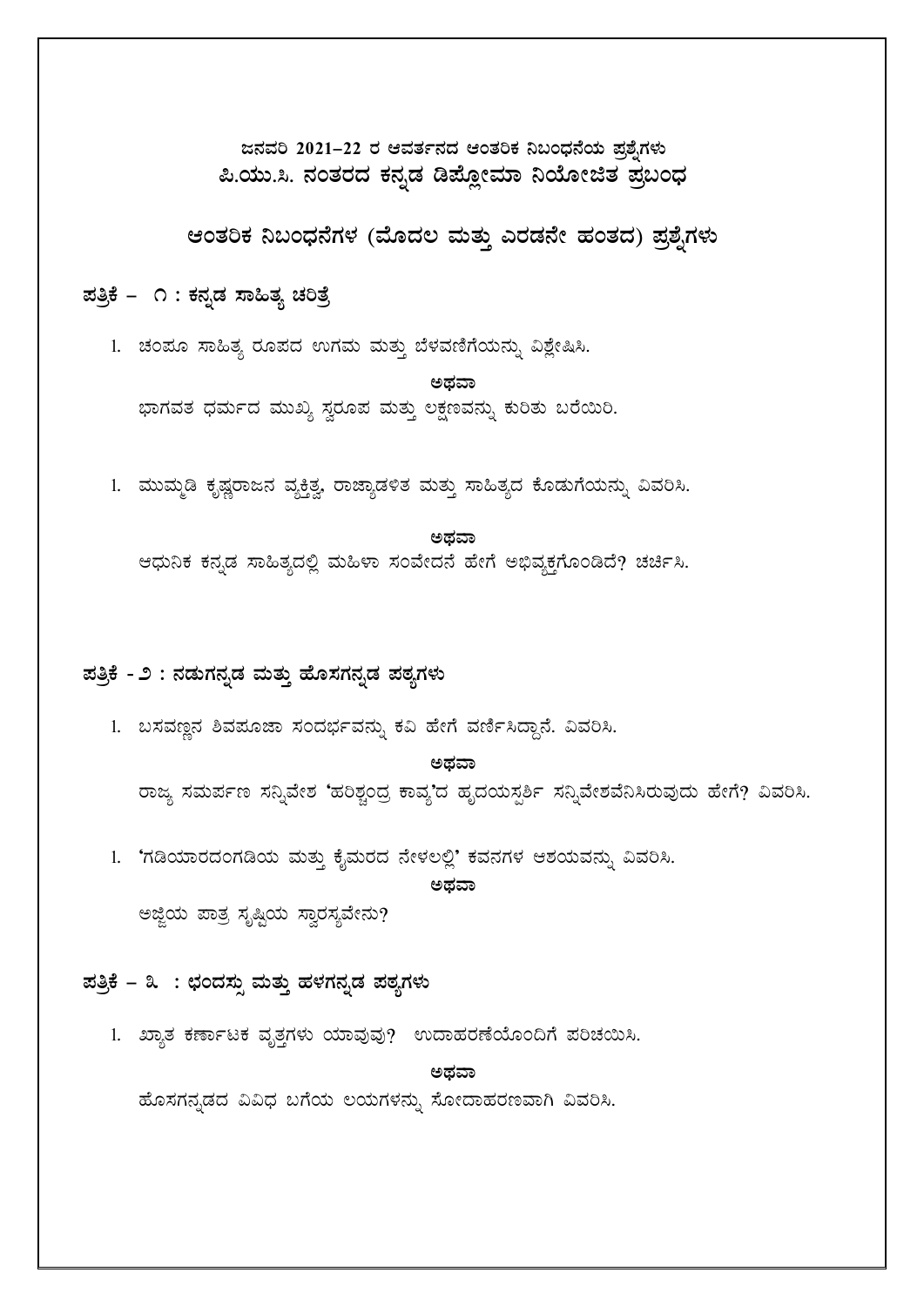# ಜನವರಿ 2021–22 ರ ಆವರ್ತನದ ಆಂತರಿಕ ನಿಬಂಧನೆಯ ಪ್ರಶ್ನೆಗಳು
# ಪಿ.ಯು.ಸಿ. ನಂತರದ ಕನ್ನಡ ಡಿಪ್ಲೋಮಾ ನಿಯೋಜಿತ ಪ್ರಬಂಧ

## ಆಂತರಿಕ ನಿಬಂಧನೆಗಳ (ಮೊದಲ ಮತ್ತು ಎರಡನೇ ಹಂತದ) ಪ್ರಶ್ನೆಗಳು

### ಪತ್ರಿಕೆ – ೧ : ಕನ್ನಡ ಸಾಹಿತ್ಯ ಚರಿತ್ರೆ

1. ಚಂಪೂ ಸಾಹಿತ್ಯ ರೂಪದ ಉಗಮ ಮತ್ತು ಬೆಳವಣಿಗೆಯನ್ನು ವಿಶ್ಲೇಷಿಸಿ.

**ಅಥವಾ**

ಭಾಗವತ ಧರ್ಮದ ಮುಖ್ಯ ಸ್ವರೂಪ ಮತ್ತು ಲಕ್ಷಣವನ್ನು ಕುರಿತು ಬರೆಯಿರಿ.

1. ಮುಮ್ಮಡಿ ಕೃಷ್ಣರಾಜನ ವ್ಯಕ್ತಿತ್ವ, ರಾಜ್ಯಾಡಳಿತ ಮತ್ತು ಸಾಹಿತ್ಯದ ಕೊಡುಗೆಯನ್ನು ವಿವರಿಸಿ.

**ಅಥವಾ**

ಆಧುನಿಕ ಕನ್ನಡ ಸಾಹಿತ್ಯದಲ್ಲಿ ಮಹಿಳಾ ಸಂವೇದನೆ ಹೇಗೆ ಅಭಿವ್ಯಕ್ತಗೊಂಡಿದೆ? ಚರ್ಚಿಸಿ.

### ಪತ್ರಿಕೆ - ೨ : ನಡುಗನ್ನಡ ಮತ್ತು ಹೊಸಗನ್ನಡ ಪಠ್ಯಗಳು

1. ಬಸವಣ್ಣನ ಶಿವಪೂಜಾ ಸಂದರ್ಭವನ್ನು ಕವಿ ಹೇಗೆ ವರ್ಣಿಸಿದ್ದಾನೆ. ವಿವರಿಸಿ.

**ಅಥವಾ**

ರಾಜ್ಯ ಸಮರ್ಪಣ ಸನ್ನಿವೇಶ 'ಹರಿಶ್ಚಂದ್ರ ಕಾವ್ಯ'ದ ಹೃದಯಸ್ಪರ್ಶಿ ಸನ್ನಿವೇಶವೆನಿಸಿರುವುದು ಹೇಗೆ? ವಿವರಿಸಿ.

1. 'ಗಡಿಯಾರದಂಗಡಿಯ ಮತ್ತು ಕೈಮರದ ನೇಳಲಲ್ಲಿ' ಕವನಗಳ ಆಶಯವನ್ನು ವಿವರಿಸಿ.

**ಅಥವಾ**

ಅಜ್ಜಿಯ ಪಾತ್ರ ಸೃಷ್ಟಿಯ ಸ್ವಾರಸ್ಯವೇನು?

### ಪತ್ರಿಕೆ – ೩ : ಛಂದಸ್ಸು ಮತ್ತು ಹಳಗನ್ನಡ ಪಠ್ಯಗಳು

1. ಖ್ಯಾತ ಕರ್ಣಾಟಕ ವೃತ್ತಗಳು ಯಾವುವು? ಉದಾಹರಣೆಯೊಂದಿಗೆ ಪರಿಚಯಿಸಿ.

**ಅಥವಾ**

ಹೊಸಗನ್ನಡದ ವಿವಿಧ ಬಗೆಯ ಲಯಗಳನ್ನು ಸೋದಾಹರಣವಾಗಿ ವಿವರಿಸಿ.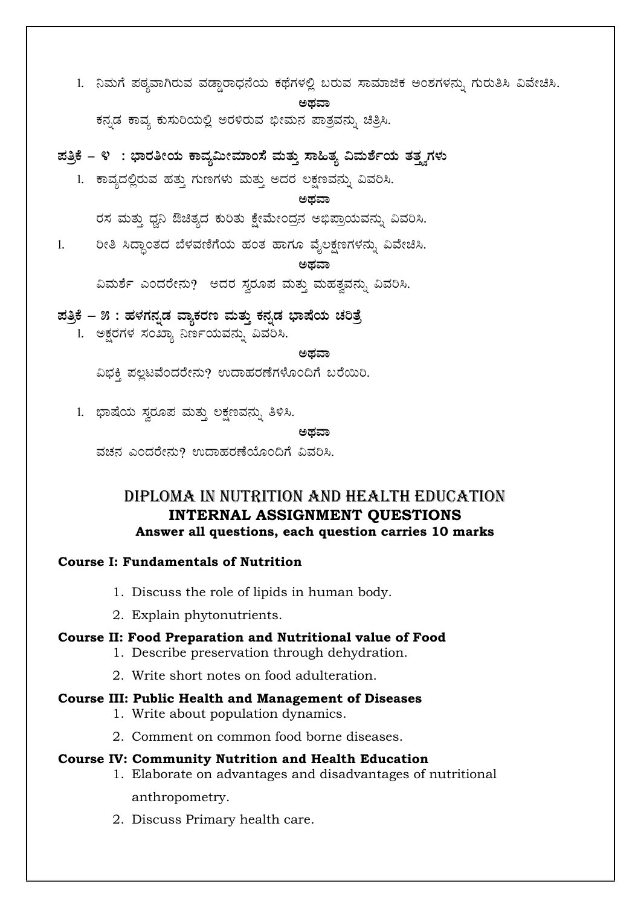1. ನಿಮಗೆ ಪಠ್ಯವಾಗಿರುವ ವಡ್ಡಾರಾಧನೆಯ ಕಥೆಗಳಲ್ಲಿ ಬರುವ ಸಾಮಾಜಿಕ ಅಂಶಗಳನ್ನು ಗುರುತಿಸಿ ವಿವೇಚಿಸಿ.

   **ಅಥವಾ**

   ಕನ್ನಡ ಕಾವ್ಯ ಕುಸುರಿಯಲ್ಲಿ ಅರಳಿರುವ ಭೀಮನ ಪಾತ್ರವನ್ನು ಚಿತ್ರಿಸಿ.

## ಪತ್ರಿಕೆ – ೪ : ಭಾರತೀಯ ಕಾವ್ಯಮೀಮಾಂಸೆ ಮತ್ತು ಸಾಹಿತ್ಯ ವಿಮರ್ಶೆಯ ತತ್ತ್ವಗಳು

1. ಕಾವ್ಯದಲ್ಲಿರುವ ಹತ್ತು ಗುಣಗಳು ಮತ್ತು ಅದರ ಲಕ್ಷಣವನ್ನು ವಿವರಿಸಿ.

   **ಅಥವಾ**

   ರಸ ಮತ್ತು ಧ್ವನಿ ಔಚಿತ್ಯದ ಕುರಿತು ಕ್ಷೇಮೇಂದ್ರನ ಅಭಿಪ್ರಾಯವನ್ನು ವಿವರಿಸಿ.

1. ರೀತಿ ಸಿದ್ಧಾಂತದ ಬೆಳವಣಿಗೆಯ ಹಂತ ಹಾಗೂ ವೈಲಕ್ಷಣಗಳನ್ನು ವಿವೇಚಿಸಿ.

   **ಅಥವಾ**

   ವಿಮರ್ಶೆ ಎಂದರೇನು? ಅದರ ಸ್ವರೂಪ ಮತ್ತು ಮಹತ್ವವನ್ನು ವಿವರಿಸಿ.

## ಪತ್ರಿಕೆ – ೫ : ಹಳಗನ್ನಡ ವ್ಯಾಕರಣ ಮತ್ತು ಕನ್ನಡ ಭಾಷೆಯ ಚರಿತ್ರೆ

1. ಅಕ್ಷರಗಳ ಸಂಖ್ಯಾ ನಿರ್ಣಯವನ್ನು ವಿವರಿಸಿ.

   **ಅಥವಾ**

   ವಿಭಕ್ತಿ ಪಲ್ಲಟವೆಂದರೇನು? ಉದಾಹರಣೆಗಳೊಂದಿಗೆ ಬರೆಯಿರಿ.

1. ಭಾಷೆಯ ಸ್ವರೂಪ ಮತ್ತು ಲಕ್ಷಣವನ್ನು ತಿಳಿಸಿ.

   **ಅಥವಾ**

   ವಚನ ಎಂದರೇನು? ಉದಾಹರಣೆಯೊಂದಿಗೆ ವಿವರಿಸಿ.

# DIPLOMA IN NUTRITION AND HEALTH EDUCATION

## INTERNAL ASSIGNMENT QUESTIONS

**Answer all questions, each question carries 10 marks**

### Course I: Fundamentals of Nutrition

1. Discuss the role of lipids in human body.
2. Explain phytonutrients.

### Course II: Food Preparation and Nutritional value of Food

1. Describe preservation through dehydration.
2. Write short notes on food adulteration.

### Course III: Public Health and Management of Diseases

1. Write about population dynamics.
2. Comment on common food borne diseases.

### Course IV: Community Nutrition and Health Education

1. Elaborate on advantages and disadvantages of nutritional anthropometry.
2. Discuss Primary health care.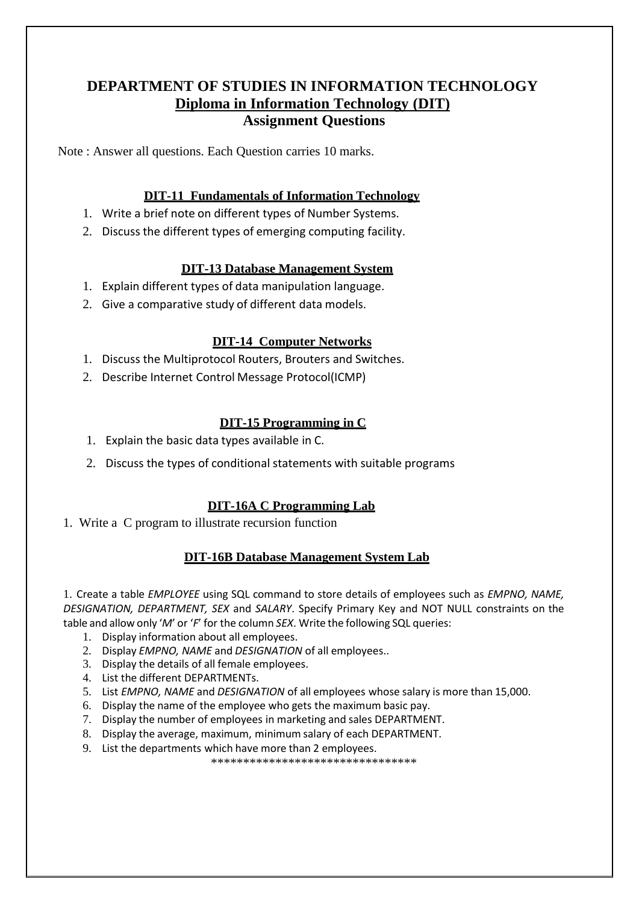# DEPARTMENT OF STUDIES IN INFORMATION TECHNOLOGY

## Diploma in Information Technology (DIT)

## Assignment Questions

Note : Answer all questions. Each Question carries 10 marks.

### DIT-11 Fundamentals of Information Technology

1. Write a brief note on different types of Number Systems.
2. Discuss the different types of emerging computing facility.

### DIT-13 Database Management System

1. Explain different types of data manipulation language.
2. Give a comparative study of different data models.

### DIT-14 Computer Networks

1. Discuss the Multiprotocol Routers, Brouters and Switches.
2. Describe Internet Control Message Protocol(ICMP)

### DIT-15 Programming in C

1. Explain the basic data types available in C.
2. Discuss the types of conditional statements with suitable programs

### DIT-16A C Programming Lab

1. Write a C program to illustrate recursion function

### DIT-16B Database Management System Lab

1. Create a table *EMPLOYEE* using SQL command to store details of employees such as *EMPNO, NAME, DESIGNATION, DEPARTMENT, SEX* and *SALARY*. Specify Primary Key and NOT NULL constraints on the table and allow only '*M*' or '*F*' for the column *SEX*. Write the following SQL queries:
    1. Display information about all employees.
    2. Display *EMPNO, NAME* and *DESIGNATION* of all employees..
    3. Display the details of all female employees.
    4. List the different DEPARTMENTs.
    5. List *EMPNO, NAME* and *DESIGNATION* of all employees whose salary is more than 15,000.
    6. Display the name of the employee who gets the maximum basic pay.
    7. Display the number of employees in marketing and sales DEPARTMENT.
    8. Display the average, maximum, minimum salary of each DEPARTMENT.
    9. List the departments which have more than 2 employees.

*********************************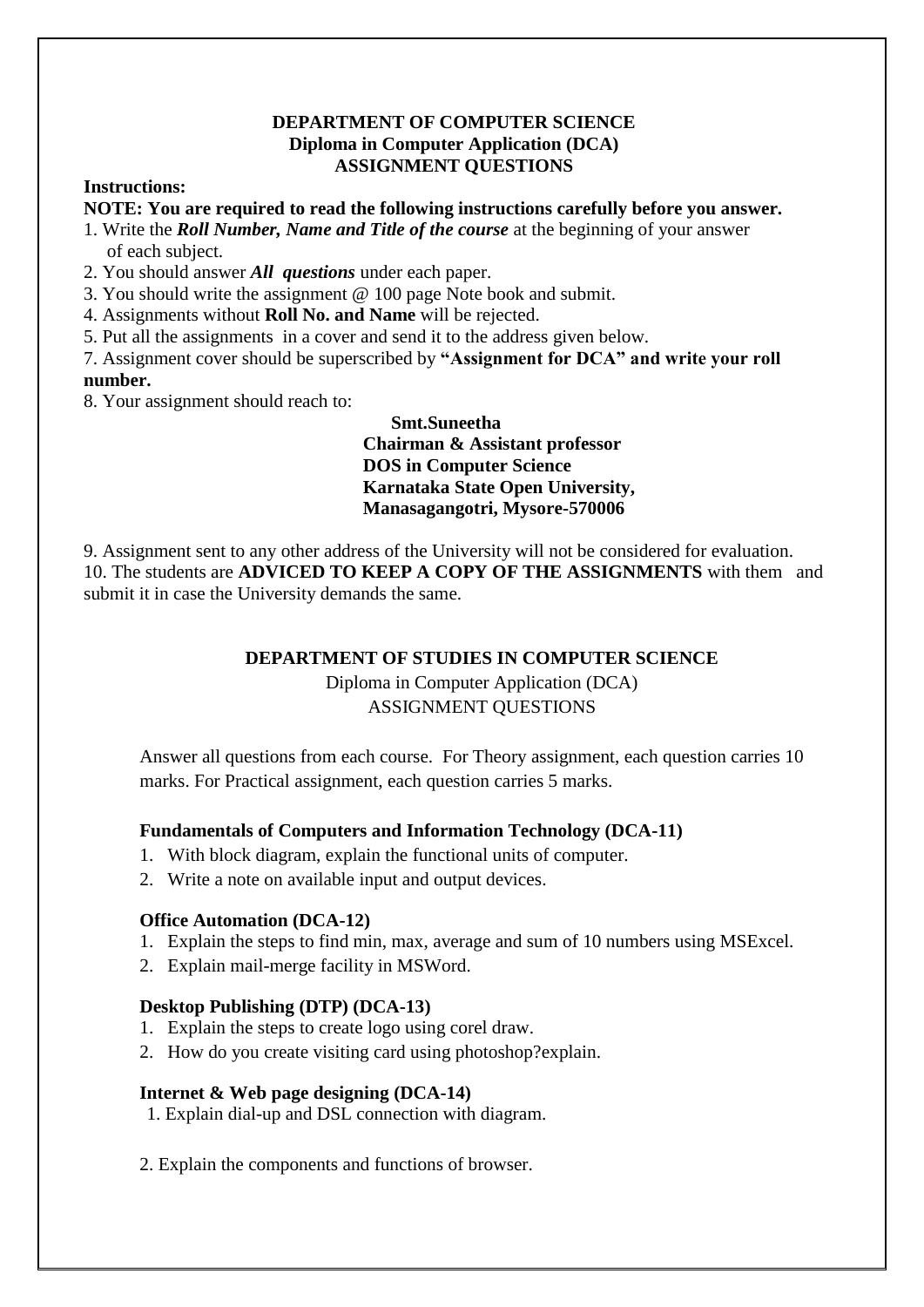**DEPARTMENT OF COMPUTER SCIENCE**
**Diploma in Computer Application (DCA)**
**ASSIGNMENT QUESTIONS**

**Instructions:**

**NOTE: You are required to read the following instructions carefully before you answer.**

1. Write the ***Roll Number, Name and Title of the course*** at the beginning of your answer of each subject.
2. You should answer ***All questions*** under each paper.
3. You should write the assignment @ 100 page Note book and submit.
4. Assignments without **Roll No. and Name** will be rejected.
5. Put all the assignments in a cover and send it to the address given below.

7. Assignment cover should be superscribed by **"Assignment for DCA" and write your roll number.**

8. Your assignment should reach to:

**Smt.Suneetha**
**Chairman & Assistant professor**
**DOS in Computer Science**
**Karnataka State Open University,**
**Manasagangotri, Mysore-570006**

9. Assignment sent to any other address of the University will not be considered for evaluation.
10. The students are **ADVICED TO KEEP A COPY OF THE ASSIGNMENTS** with them and submit it in case the University demands the same.

**DEPARTMENT OF STUDIES IN COMPUTER SCIENCE**

Diploma in Computer Application (DCA)
ASSIGNMENT QUESTIONS

Answer all questions from each course. For Theory assignment, each question carries 10 marks. For Practical assignment, each question carries 5 marks.

**Fundamentals of Computers and Information Technology (DCA-11)**

1. With block diagram, explain the functional units of computer.
2. Write a note on available input and output devices.

**Office Automation (DCA-12)**

1. Explain the steps to find min, max, average and sum of 10 numbers using MSExcel.
2. Explain mail-merge facility in MSWord.

**Desktop Publishing (DTP) (DCA-13)**

1. Explain the steps to create logo using corel draw.
2. How do you create visiting card using photoshop?explain.

**Internet & Web page designing (DCA-14)**

1. Explain dial-up and DSL connection with diagram.

2. Explain the components and functions of browser.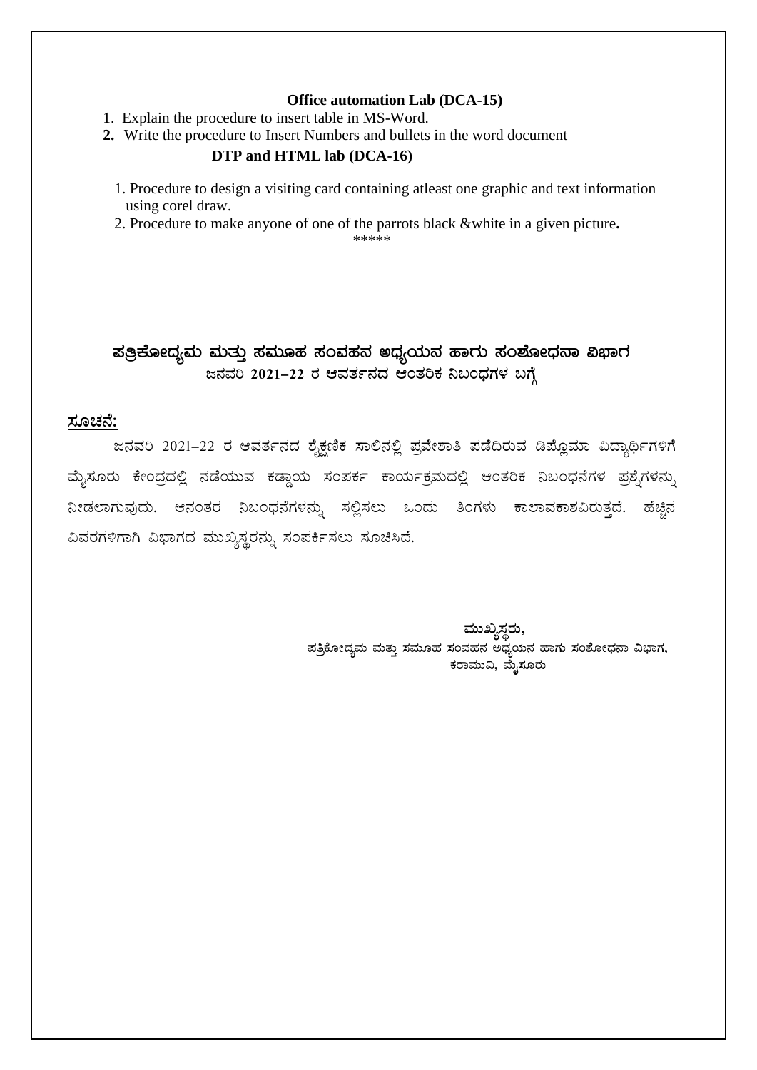**Office automation Lab (DCA-15)**

1. Explain the procedure to insert table in MS-Word.
2. Write the procedure to Insert Numbers and bullets in the word document

**DTP and HTML lab (DCA-16)**

1. Procedure to design a visiting card containing atleast one graphic and text information using corel draw.
2. Procedure to make anyone of one of the parrots black &white in a given picture.

*****

## ಪತ್ರಿಕೋದ್ಯಮ ಮತ್ತು ಸಮೂಹ ಸಂವಹನ ಅಧ್ಯಯನ ಹಾಗು ಸಂಶೋಧನಾ ವಿಭಾಗ

### ಜನವರಿ 2021–22 ರ ಆವರ್ತನದ ಆಂತರಿಕ ನಿಬಂಧಗಳ ಬಗ್ಗೆ

**ಸೂಚನೆ:**

ಜನವರಿ 2021–22 ರ ಆವರ್ತನದ ಶೈಕ್ಷಣಿಕ ಸಾಲಿನಲ್ಲಿ ಪ್ರವೇಶಾತಿ ಪಡೆದಿರುವ ಡಿಪ್ಲೊಮಾ ವಿದ್ಯಾರ್ಥಿಗಳಿಗೆ ಮೈಸೂರು ಕೇಂದ್ರದಲ್ಲಿ ನಡೆಯುವ ಕಡ್ಡಾಯ ಸಂಪರ್ಕ ಕಾರ್ಯಕ್ರಮದಲ್ಲಿ ಆಂತರಿಕ ನಿಬಂಧನೆಗಳ ಪ್ರಶ್ನೆಗಳನ್ನು ನೀಡಲಾಗುವುದು. ಆನಂತರ ನಿಬಂಧನೆಗಳನ್ನು ಸಲ್ಲಿಸಲು ಒಂದು ತಿಂಗಳು ಕಾಲಾವಕಾಶವಿರುತ್ತದೆ. ಹೆಚ್ಚಿನ ವಿವರಗಳಿಗಾಗಿ ವಿಭಾಗದ ಮುಖ್ಯಸ್ಥರನ್ನು ಸಂಪರ್ಕಿಸಲು ಸೂಚಿಸಿದೆ.

**ಮುಖ್ಯಸ್ಥರು,**
**ಪತ್ರಿಕೋದ್ಯಮ ಮತ್ತು ಸಮೂಹ ಸಂವಹನ ಅಧ್ಯಯನ ಹಾಗು ಸಂಶೋಧನಾ ವಿಭಾಗ,**
**ಕರಾಮುವಿ, ಮೈಸೂರು**